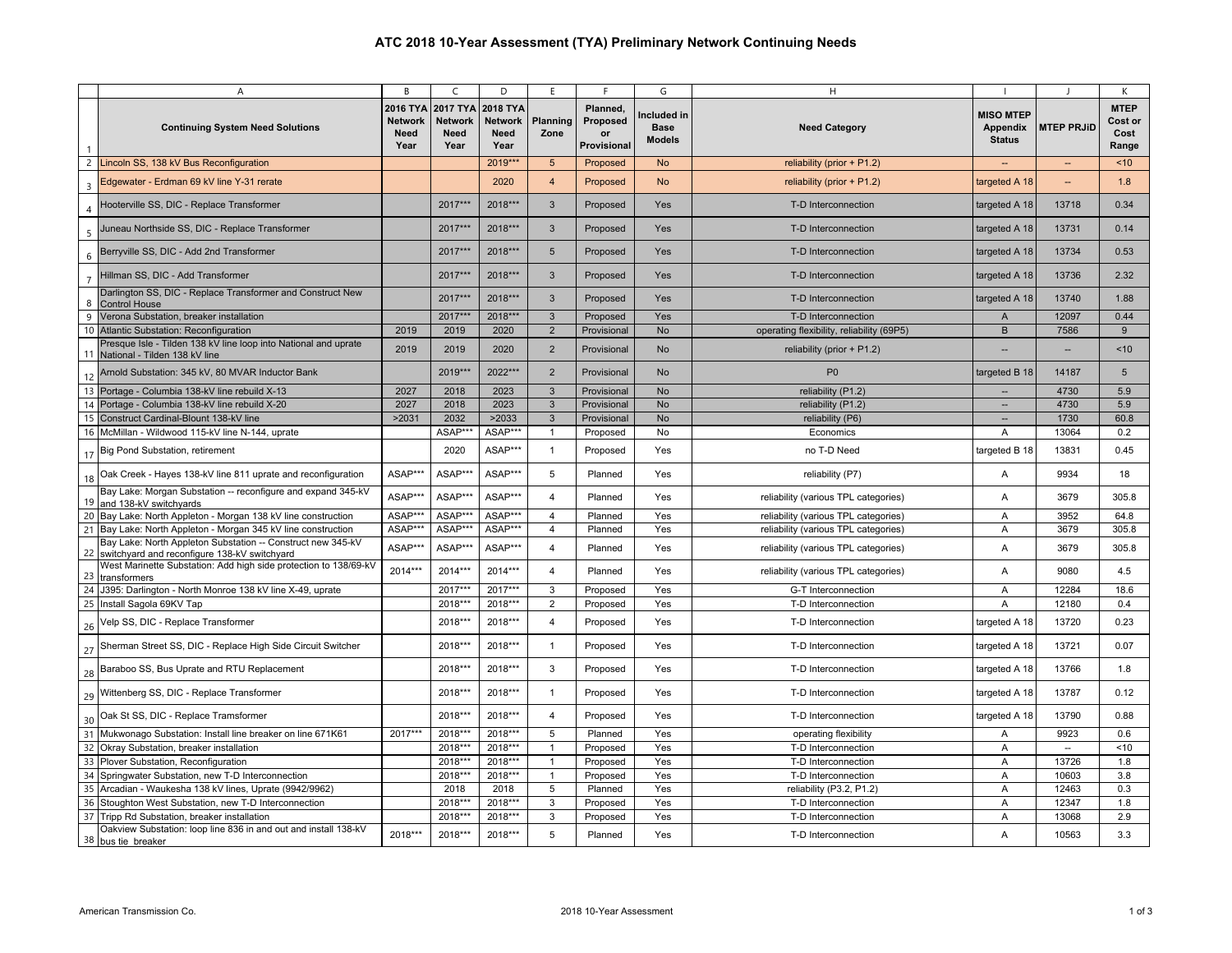# ATC 2018 10-Year Assessment (TYA) Preliminary Network Continuing Needs

| | A | B | C | D | E | F | G | H | I | J | K |
|---|---|---|---|---|---|---|---|---|---|---|---|
| 1 | Continuing System Need Solutions | 2016 TYA Network Need Year | 2017 TYA Network Need Year | 2018 TYA Network Need Year | Planning Zone | Planned, Proposed or Provisional | Included in Base Models | Need Category | MISO MTEP Appendix Status | MTEP PRJiD | MTEP Cost or Cost Range |
| 2 | Lincoln SS, 138 kV Bus Reconfiguration | | | 2019*** | 5 | Proposed | No | reliability (prior + P1.2) | -- | -- | <10 |
| 3 | Edgewater - Erdman 69 kV line Y-31 rerate | | | 2020 | 4 | Proposed | No | reliability (prior + P1.2) | targeted A 18 | -- | 1.8 |
| 4 | Hooterville SS, DIC - Replace Transformer | | 2017*** | 2018*** | 3 | Proposed | Yes | T-D Interconnection | targeted A 18 | 13718 | 0.34 |
| 5 | Juneau Northside SS, DIC - Replace Transformer | | 2017*** | 2018*** | 3 | Proposed | Yes | T-D Interconnection | targeted A 18 | 13731 | 0.14 |
| 6 | Berryville SS, DIC - Add 2nd Transformer | | 2017*** | 2018*** | 5 | Proposed | Yes | T-D Interconnection | targeted A 18 | 13734 | 0.53 |
| 7 | Hillman SS, DIC - Add Transformer | | 2017*** | 2018*** | 3 | Proposed | Yes | T-D Interconnection | targeted A 18 | 13736 | 2.32 |
| 8 | Darlington SS, DIC - Replace Transformer and Construct New Control House | | 2017*** | 2018*** | 3 | Proposed | Yes | T-D Interconnection | targeted A 18 | 13740 | 1.88 |
| 9 | Verona Substation, breaker installation | | 2017*** | 2018*** | 3 | Proposed | Yes | T-D Interconnection | A | 12097 | 0.44 |
| 10 | Atlantic Substation: Reconfiguration | 2019 | 2019 | 2020 | 2 | Provisional | No | operating flexibility, reliability (69P5) | B | 7586 | 9 |
| 11 | Presque Isle - Tilden 138 kV line loop into National and uprate National - Tilden 138 kV line | 2019 | 2019 | 2020 | 2 | Provisional | No | reliability (prior + P1.2) | -- | -- | <10 |
| 12 | Arnold Substation: 345 kV, 80 MVAR Inductor Bank | | 2019*** | 2022*** | 2 | Provisional | No | P0 | targeted B 18 | 14187 | 5 |
| 13 | Portage - Columbia 138-kV line rebuild X-13 | 2027 | 2018 | 2023 | 3 | Provisional | No | reliability (P1.2) | -- | 4730 | 5.9 |
| 14 | Portage - Columbia 138-kV line rebuild X-20 | 2027 | 2018 | 2023 | 3 | Provisional | No | reliability (P1.2) | -- | 4730 | 5.9 |
| 15 | Construct Cardinal-Blount 138-kV line | >2031 | 2032 | >2033 | 3 | Provisional | No | reliability (P6) | -- | 1730 | 60.8 |
| 16 | McMillan - Wildwood 115-kV line N-144, uprate | | ASAP*** | ASAP*** | 1 | Proposed | No | Economics | A | 13064 | 0.2 |
| 17 | Big Pond Substation, retirement | | 2020 | ASAP*** | 1 | Proposed | Yes | no T-D Need | targeted B 18 | 13831 | 0.45 |
| 18 | Oak Creek - Hayes 138-kV line 811 uprate and reconfiguration | ASAP*** | ASAP*** | ASAP*** | 5 | Planned | Yes | reliability (P7) | A | 9934 | 18 |
| 19 | Bay Lake: Morgan Substation -- reconfigure and expand 345-kV and 138-kV switchyards | ASAP*** | ASAP*** | ASAP*** | 4 | Planned | Yes | reliability (various TPL categories) | A | 3679 | 305.8 |
| 20 | Bay Lake: North Appleton - Morgan 138 kV line construction | ASAP*** | ASAP*** | ASAP*** | 4 | Planned | Yes | reliability (various TPL categories) | A | 3952 | 64.8 |
| 21 | Bay Lake: North Appleton - Morgan 345 kV line construction | ASAP*** | ASAP*** | ASAP*** | 4 | Planned | Yes | reliability (various TPL categories) | A | 3679 | 305.8 |
| 22 | Bay Lake: North Appleton Substation -- Construct new 345-kV switchyard and reconfigure 138-kV switchyard | ASAP*** | ASAP*** | ASAP*** | 4 | Planned | Yes | reliability (various TPL categories) | A | 3679 | 305.8 |
| 23 | West Marinette Substation: Add high side protection to 138/69-kV transformers | 2014*** | 2014*** | 2014*** | 4 | Planned | Yes | reliability (various TPL categories) | A | 9080 | 4.5 |
| 24 | J395: Darlington - North Monroe 138 kV line X-49, uprate | | 2017*** | 2017*** | 3 | Proposed | Yes | G-T Interconnection | A | 12284 | 18.6 |
| 25 | Install Sagola 69KV Tap | | 2018*** | 2018*** | 2 | Proposed | Yes | T-D Interconnection | A | 12180 | 0.4 |
| 26 | Velp SS, DIC - Replace Transformer | | 2018*** | 2018*** | 4 | Proposed | Yes | T-D Interconnection | targeted A 18 | 13720 | 0.23 |
| 27 | Sherman Street SS, DIC - Replace High Side Circuit Switcher | | 2018*** | 2018*** | 1 | Proposed | Yes | T-D Interconnection | targeted A 18 | 13721 | 0.07 |
| 28 | Baraboo SS, Bus Uprate and RTU Replacement | | 2018*** | 2018*** | 3 | Proposed | Yes | T-D Interconnection | targeted A 18 | 13766 | 1.8 |
| 29 | Wittenberg SS, DIC - Replace Transformer | | 2018*** | 2018*** | 1 | Proposed | Yes | T-D Interconnection | targeted A 18 | 13787 | 0.12 |
| 30 | Oak St SS, DIC - Replace Tramsformer | | 2018*** | 2018*** | 4 | Proposed | Yes | T-D Interconnection | targeted A 18 | 13790 | 0.88 |
| 31 | Mukwonago Substation: Install line breaker on line 671K61 | 2017*** | 2018*** | 2018*** | 5 | Planned | Yes | operating flexibility | A | 9923 | 0.6 |
| 32 | Okray Substation, breaker installation | | 2018*** | 2018*** | 1 | Proposed | Yes | T-D Interconnection | A | -- | <10 |
| 33 | Plover Substation, Reconfiguration | | 2018*** | 2018*** | 1 | Proposed | Yes | T-D Interconnection | A | 13726 | 1.8 |
| 34 | Springwater Substation, new T-D Interconnection | | 2018*** | 2018*** | 1 | Proposed | Yes | T-D Interconnection | A | 10603 | 3.8 |
| 35 | Arcadian - Waukesha 138 kV lines, Uprate (9942/9962) | | 2018 | 2018 | 5 | Planned | Yes | reliability (P3.2, P1.2) | A | 12463 | 0.3 |
| 36 | Stoughton West Substation, new T-D Interconnection | | 2018*** | 2018*** | 3 | Proposed | Yes | T-D Interconnection | A | 12347 | 1.8 |
| 37 | Tripp Rd Substation, breaker installation | | 2018*** | 2018*** | 3 | Proposed | Yes | T-D Interconnection | A | 13068 | 2.9 |
| 38 | Oakview Substation: loop line 836 in and out and install 138-kV bus tie breaker | 2018*** | 2018*** | 2018*** | 5 | Planned | Yes | T-D Interconnection | A | 10563 | 3.3 |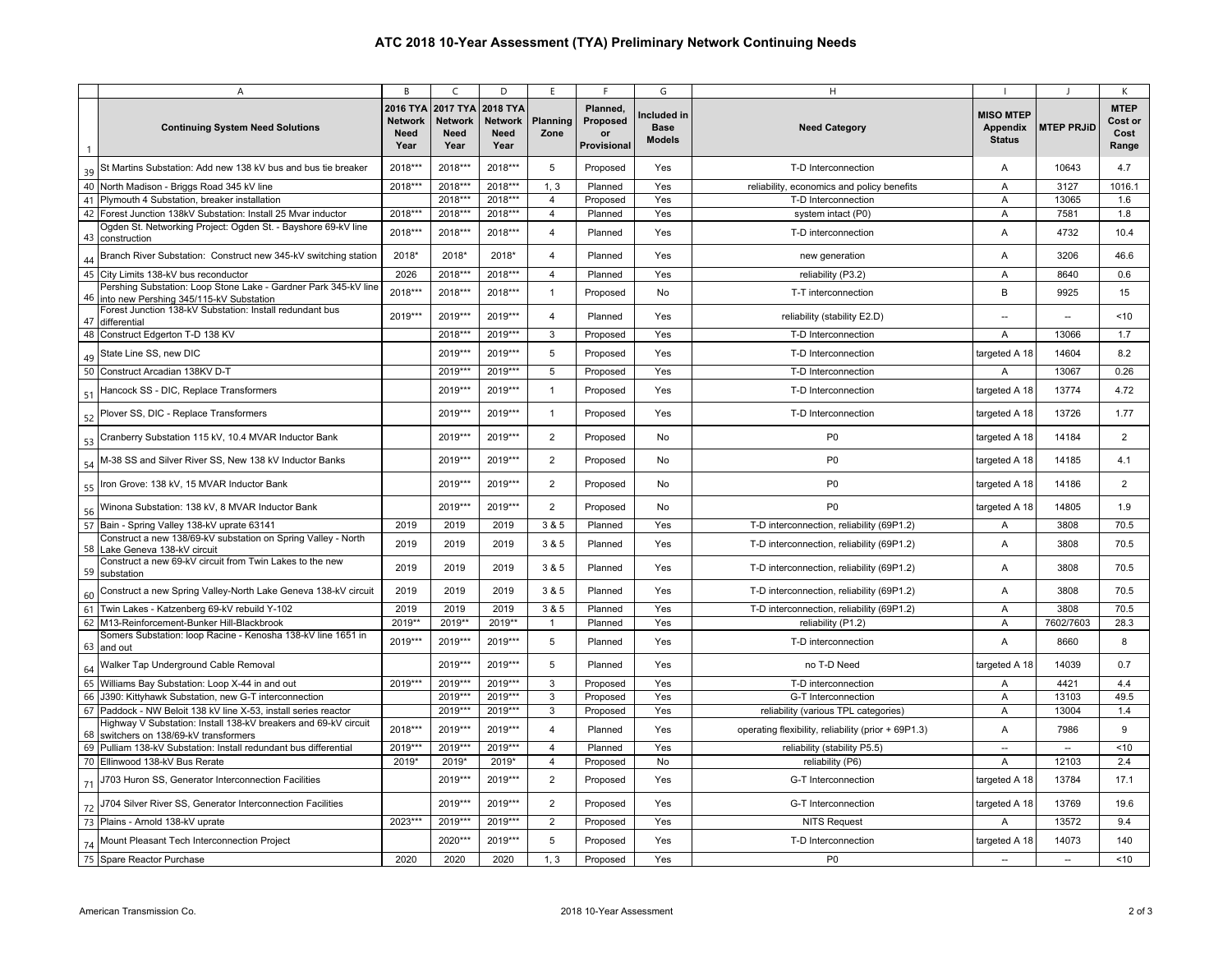# ATC 2018 10-Year Assessment (TYA) Preliminary Network Continuing Needs

| | A | B | C | D | E | F | G | H | I | J | K |
|---|---|---|---|---|---|---|---|---|---|---|---|
| 1 | **Continuing System Need Solutions** | **2016 TYA Network Need Year** | **2017 TYA Network Need Year** | **2018 TYA Network Need Year** | **Planning Zone** | **Planned, Proposed or Provisional** | **Included in Base Models** | **Need Category** | **MISO MTEP Appendix Status** | **MTEP PRJiD** | **MTEP Cost or Cost Range** |
| 39 | St Martins Substation: Add new 138 kV bus and bus tie breaker | 2018*** | 2018*** | 2018*** | 5 | Proposed | Yes | T-D Interconnection | A | 10643 | 4.7 |
| 40 | North Madison - Briggs Road 345 kV line | 2018*** | 2018*** | 2018*** | 1, 3 | Planned | Yes | reliability, economics and policy benefits | A | 3127 | 1016.1 |
| 41 | Plymouth 4 Substation, breaker installation | | 2018*** | 2018*** | 4 | Proposed | Yes | T-D Interconnection | A | 13065 | 1.6 |
| 42 | Forest Junction 138kV Substation: Install 25 Mvar inductor | 2018*** | 2018*** | 2018*** | 4 | Planned | Yes | system intact (P0) | A | 7581 | 1.8 |
| 43 | Ogden St. Networking Project: Ogden St. - Bayshore 69-kV line construction | 2018*** | 2018*** | 2018*** | 4 | Planned | Yes | T-D interconnection | A | 4732 | 10.4 |
| 44 | Branch River Substation: Construct new 345-kV switching station | 2018* | 2018* | 2018* | 4 | Planned | Yes | new generation | A | 3206 | 46.6 |
| 45 | City Limits 138-kV bus reconductor | 2026 | 2018*** | 2018*** | 4 | Planned | Yes | reliability (P3.2) | A | 8640 | 0.6 |
| 46 | Pershing Substation: Loop Stone Lake - Gardner Park 345-kV line into new Pershing 345/115-kV Substation | 2018*** | 2018*** | 2018*** | 1 | Proposed | No | T-T interconnection | B | 9925 | 15 |
| 47 | Forest Junction 138-kV Substation: Install redundant bus differential | 2019*** | 2019*** | 2019*** | 4 | Planned | Yes | reliability (stability E2.D) | -- | -- | <10 |
| 48 | Construct Edgerton T-D 138 KV | | 2018*** | 2019*** | 3 | Proposed | Yes | T-D Interconnection | A | 13066 | 1.7 |
| 49 | State Line SS, new DIC | | 2019*** | 2019*** | 5 | Proposed | Yes | T-D Interconnection | targeted A 18 | 14604 | 8.2 |
| 50 | Construct Arcadian 138KV D-T | | 2019*** | 2019*** | 5 | Proposed | Yes | T-D Interconnection | A | 13067 | 0.26 |
| 51 | Hancock SS - DIC, Replace Transformers | | 2019*** | 2019*** | 1 | Proposed | Yes | T-D Interconnection | targeted A 18 | 13774 | 4.72 |
| 52 | Plover SS, DIC - Replace Transformers | | 2019*** | 2019*** | 1 | Proposed | Yes | T-D Interconnection | targeted A 18 | 13726 | 1.77 |
| 53 | Cranberry Substation 115 kV, 10.4 MVAR Inductor Bank | | 2019*** | 2019*** | 2 | Proposed | No | P0 | targeted A 18 | 14184 | 2 |
| 54 | M-38 SS and Silver River SS, New 138 kV Inductor Banks | | 2019*** | 2019*** | 2 | Proposed | No | P0 | targeted A 18 | 14185 | 4.1 |
| 55 | Iron Grove: 138 kV, 15 MVAR Inductor Bank | | 2019*** | 2019*** | 2 | Proposed | No | P0 | targeted A 18 | 14186 | 2 |
| 56 | Winona Substation: 138 kV, 8 MVAR Inductor Bank | | 2019*** | 2019*** | 2 | Proposed | No | P0 | targeted A 18 | 14805 | 1.9 |
| 57 | Bain - Spring Valley 138-kV uprate 63141 | 2019 | 2019 | 2019 | 3 & 5 | Planned | Yes | T-D interconnection, reliability (69P1.2) | A | 3808 | 70.5 |
| 58 | Construct a new 138/69-kV substation on Spring Valley - North Lake Geneva 138-kV circuit | 2019 | 2019 | 2019 | 3 & 5 | Planned | Yes | T-D interconnection, reliability (69P1.2) | A | 3808 | 70.5 |
| 59 | Construct a new 69-kV circuit from Twin Lakes to the new substation | 2019 | 2019 | 2019 | 3 & 5 | Planned | Yes | T-D interconnection, reliability (69P1.2) | A | 3808 | 70.5 |
| 60 | Construct a new Spring Valley-North Lake Geneva 138-kV circuit | 2019 | 2019 | 2019 | 3 & 5 | Planned | Yes | T-D interconnection, reliability (69P1.2) | A | 3808 | 70.5 |
| 61 | Twin Lakes - Katzenberg 69-kV rebuild Y-102 | 2019 | 2019 | 2019 | 3 & 5 | Planned | Yes | T-D interconnection, reliability (69P1.2) | A | 3808 | 70.5 |
| 62 | M13-Reinforcement-Bunker Hill-Blackbrook | 2019** | 2019** | 2019** | 1 | Planned | Yes | reliability (P1.2) | A | 7602/7603 | 28.3 |
| 63 | Somers Substation: loop Racine - Kenosha 138-kV line 1651 in and out | 2019*** | 2019*** | 2019*** | 5 | Planned | Yes | T-D interconnection | A | 8660 | 8 |
| 64 | Walker Tap Underground Cable Removal | | 2019*** | 2019*** | 5 | Planned | Yes | no T-D Need | targeted A 18 | 14039 | 0.7 |
| 65 | Williams Bay Substation: Loop X-44 in and out | 2019*** | 2019*** | 2019*** | 3 | Proposed | Yes | T-D interconnection | A | 4421 | 4.4 |
| 66 | J390: Kittyhawk Substation, new G-T interconnection | | 2019*** | 2019*** | 3 | Proposed | Yes | G-T Interconnection | A | 13103 | 49.5 |
| 67 | Paddock - NW Beloit 138 kV line X-53, install series reactor | | 2019*** | 2019*** | 3 | Proposed | Yes | reliability (various TPL categories) | A | 13004 | 1.4 |
| 68 | Highway V Substation: Install 138-kV breakers and 69-kV circuit switchers on 138/69-kV transformers | 2018*** | 2019*** | 2019*** | 4 | Planned | Yes | operating flexibility, reliability (prior + 69P1.3) | A | 7986 | 9 |
| 69 | Pulliam 138-kV Substation: Install redundant bus differential | 2019*** | 2019*** | 2019*** | 4 | Planned | Yes | reliability (stability P5.5) | -- | -- | <10 |
| 70 | Ellinwood 138-kV Bus Rerate | 2019* | 2019* | 2019* | 4 | Proposed | No | reliability (P6) | A | 12103 | 2.4 |
| 71 | J703 Huron SS, Generator Interconnection Facilities | | 2019*** | 2019*** | 2 | Proposed | Yes | G-T Interconnection | targeted A 18 | 13784 | 17.1 |
| 72 | J704 Silver River SS, Generator Interconnection Facilities | | 2019*** | 2019*** | 2 | Proposed | Yes | G-T Interconnection | targeted A 18 | 13769 | 19.6 |
| 73 | Plains - Arnold 138-kV uprate | 2023*** | 2019*** | 2019*** | 2 | Proposed | Yes | NITS Request | A | 13572 | 9.4 |
| 74 | Mount Pleasant Tech Interconnection Project | | 2020*** | 2019*** | 5 | Proposed | Yes | T-D Interconnection | targeted A 18 | 14073 | 140 |
| 75 | Spare Reactor Purchase | 2020 | 2020 | 2020 | 1, 3 | Proposed | Yes | P0 | -- | -- | <10 |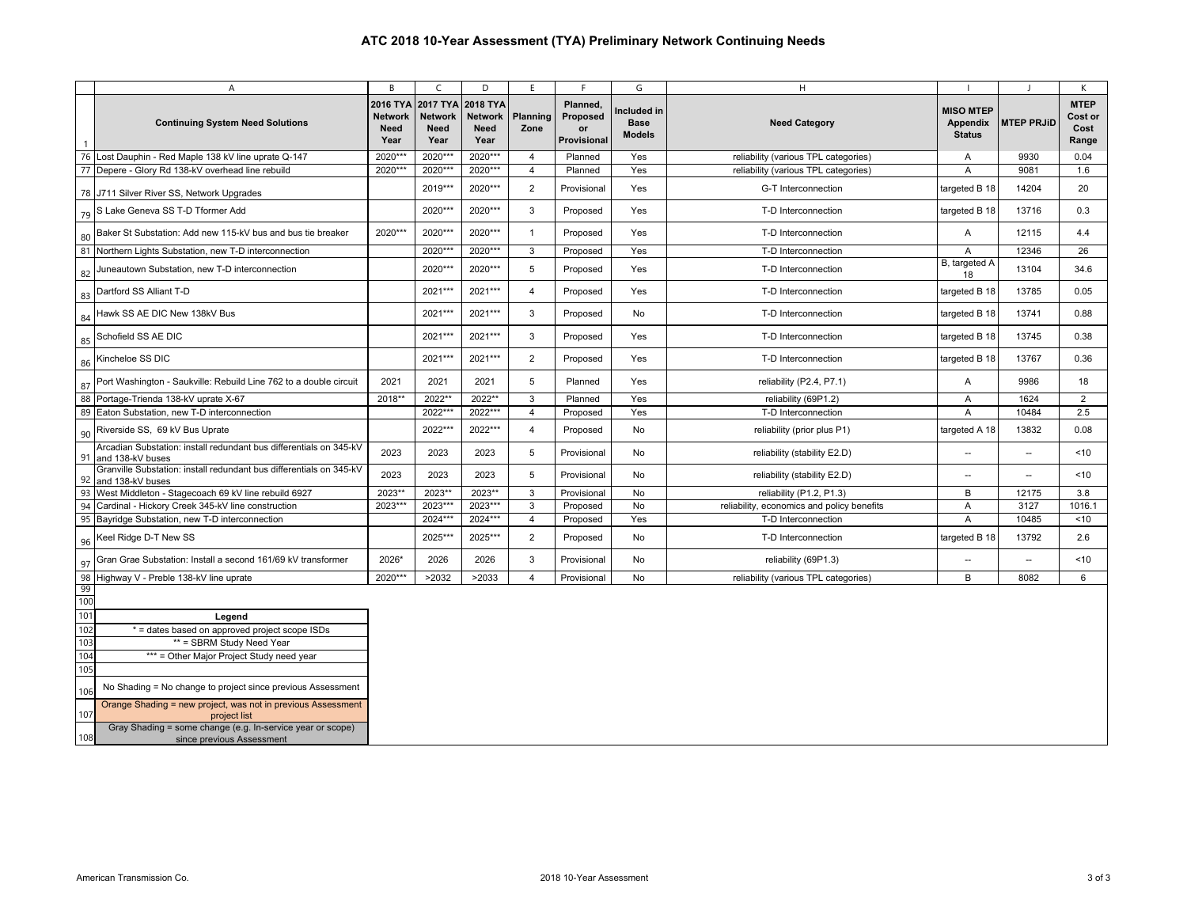# ATC 2018 10-Year Assessment (TYA) Preliminary Network Continuing Needs

| | A | B | C | D | E | F | G | H | I | J | K |
|---|---|---|---|---|---|---|---|---|---|---|---|
| 1 | Continuing System Need Solutions | 2016 TYA Network Need Year | 2017 TYA Network Need Year | 2018 TYA Network Need Year | Planning Zone | Planned, Proposed or Provisional | Included in Base Models | Need Category | MISO MTEP Appendix Status | MTEP PRJiD | MTEP Cost or Cost Range |
| 76 | Lost Dauphin - Red Maple 138 kV line uprate Q-147 | 2020*** | 2020*** | 2020*** | 4 | Planned | Yes | reliability (various TPL categories) | A | 9930 | 0.04 |
| 77 | Depere - Glory Rd 138-kV overhead line rebuild | 2020*** | 2020*** | 2020*** | 4 | Planned | Yes | reliability (various TPL categories) | A | 9081 | 1.6 |
| 78 | J711 Silver River SS, Network Upgrades | | 2019*** | 2020*** | 2 | Provisional | Yes | G-T Interconnection | targeted B 18 | 14204 | 20 |
| 79 | S Lake Geneva SS T-D Tformer Add | | 2020*** | 2020*** | 3 | Proposed | Yes | T-D Interconnection | targeted B 18 | 13716 | 0.3 |
| 80 | Baker St Substation: Add new 115-kV bus and bus tie breaker | 2020*** | 2020*** | 2020*** | 1 | Proposed | Yes | T-D Interconnection | A | 12115 | 4.4 |
| 81 | Northern Lights Substation, new T-D interconnection | | 2020*** | 2020*** | 3 | Proposed | Yes | T-D Interconnection | A | 12346 | 26 |
| 82 | Juneautown Substation, new T-D interconnection | | 2020*** | 2020*** | 5 | Proposed | Yes | T-D Interconnection | B, targeted A 18 | 13104 | 34.6 |
| 83 | Dartford SS Alliant T-D | | 2021*** | 2021*** | 4 | Proposed | Yes | T-D Interconnection | targeted B 18 | 13785 | 0.05 |
| 84 | Hawk SS AE DIC New 138kV Bus | | 2021*** | 2021*** | 3 | Proposed | No | T-D Interconnection | targeted B 18 | 13741 | 0.88 |
| 85 | Schofield SS AE DIC | | 2021*** | 2021*** | 3 | Proposed | Yes | T-D Interconnection | targeted B 18 | 13745 | 0.38 |
| 86 | Kincheloe SS DIC | | 2021*** | 2021*** | 2 | Proposed | Yes | T-D Interconnection | targeted B 18 | 13767 | 0.36 |
| 87 | Port Washington - Saukville: Rebuild Line 762 to a double circuit | 2021 | 2021 | 2021 | 5 | Planned | Yes | reliability (P2.4, P7.1) | A | 9986 | 18 |
| 88 | Portage-Trienda 138-kV uprate X-67 | 2018** | 2022** | 2022** | 3 | Planned | Yes | reliability (69P1.2) | A | 1624 | 2 |
| 89 | Eaton Substation, new T-D interconnection | | 2022*** | 2022*** | 4 | Proposed | Yes | T-D Interconnection | A | 10484 | 2.5 |
| 90 | Riverside SS, 69 kV Bus Uprate | | 2022*** | 2022*** | 4 | Proposed | No | reliability (prior plus P1) | targeted A 18 | 13832 | 0.08 |
| 91 | Arcadian Substation: install redundant bus differentials on 345-kV and 138-kV buses | 2023 | 2023 | 2023 | 5 | Provisional | No | reliability (stability E2.D) | -- | -- | <10 |
| 92 | Granville Substation: install redundant bus differentials on 345-kV and 138-kV buses | 2023 | 2023 | 2023 | 5 | Provisional | No | reliability (stability E2.D) | -- | -- | <10 |
| 93 | West Middleton - Stagecoach 69 kV line rebuild 6927 | 2023** | 2023** | 2023** | 3 | Provisional | No | reliability (P1.2, P1.3) | B | 12175 | 3.8 |
| 94 | Cardinal - Hickory Creek 345-kV line construction | 2023*** | 2023*** | 2023*** | 3 | Proposed | No | reliability, economics and policy benefits | A | 3127 | 1016.1 |
| 95 | Bayridge Substation, new T-D interconnection | | 2024*** | 2024*** | 4 | Proposed | Yes | T-D Interconnection | A | 10485 | <10 |
| 96 | Keel Ridge D-T New SS | | 2025*** | 2025*** | 2 | Proposed | No | T-D Interconnection | targeted B 18 | 13792 | 2.6 |
| 97 | Gran Grae Substation: Install a second 161/69 kV transformer | 2026* | 2026 | 2026 | 3 | Provisional | No | reliability (69P1.3) | -- | -- | <10 |
| 98 | Highway V - Preble 138-kV line uprate | 2020*** | >2032 | >2033 | 4 | Provisional | No | reliability (various TPL categories) | B | 8082 | 6 |

| | Legend |
|---|---|
| 102 | * = dates based on approved project scope ISDs |
| 103 | ** = SBRM Study Need Year |
| 104 | *** = Other Major Project Study need year |
| 106 | No Shading = No change to project since previous Assessment |
| 107 | Orange Shading = new project, was not in previous Assessment project list |
| 108 | Gray Shading = some change (e.g. In-service year or scope) since previous Assessment |